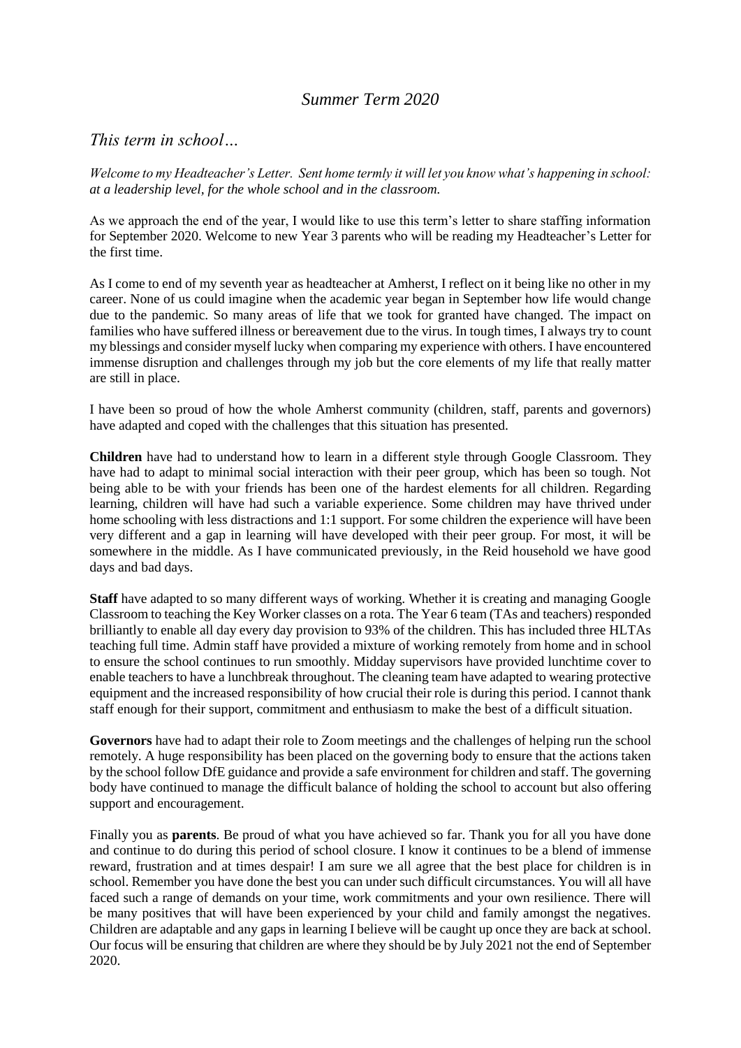# *Summer Term 2020*

## *This term in school…*

*Welcome to my Headteacher's Letter. Sent home termly it will let you know what's happening in school: at a leadership level, for the whole school and in the classroom.*

As we approach the end of the year, I would like to use this term's letter to share staffing information for September 2020. Welcome to new Year 3 parents who will be reading my Headteacher's Letter for the first time.

As I come to end of my seventh year as headteacher at Amherst, I reflect on it being like no other in my career. None of us could imagine when the academic year began in September how life would change due to the pandemic. So many areas of life that we took for granted have changed. The impact on families who have suffered illness or bereavement due to the virus. In tough times, I always try to count my blessings and consider myself lucky when comparing my experience with others. I have encountered immense disruption and challenges through my job but the core elements of my life that really matter are still in place.

I have been so proud of how the whole Amherst community (children, staff, parents and governors) have adapted and coped with the challenges that this situation has presented.

**Children** have had to understand how to learn in a different style through Google Classroom. They have had to adapt to minimal social interaction with their peer group, which has been so tough. Not being able to be with your friends has been one of the hardest elements for all children. Regarding learning, children will have had such a variable experience. Some children may have thrived under home schooling with less distractions and 1:1 support. For some children the experience will have been very different and a gap in learning will have developed with their peer group. For most, it will be somewhere in the middle. As I have communicated previously, in the Reid household we have good days and bad days.

**Staff** have adapted to so many different ways of working. Whether it is creating and managing Google Classroom to teaching the Key Worker classes on a rota. The Year 6 team (TAs and teachers) responded brilliantly to enable all day every day provision to 93% of the children. This has included three HLTAs teaching full time. Admin staff have provided a mixture of working remotely from home and in school to ensure the school continues to run smoothly. Midday supervisors have provided lunchtime cover to enable teachers to have a lunchbreak throughout. The cleaning team have adapted to wearing protective equipment and the increased responsibility of how crucial their role is during this period. I cannot thank staff enough for their support, commitment and enthusiasm to make the best of a difficult situation.

**Governors** have had to adapt their role to Zoom meetings and the challenges of helping run the school remotely. A huge responsibility has been placed on the governing body to ensure that the actions taken by the school follow DfE guidance and provide a safe environment for children and staff. The governing body have continued to manage the difficult balance of holding the school to account but also offering support and encouragement.

Finally you as **parents**. Be proud of what you have achieved so far. Thank you for all you have done and continue to do during this period of school closure. I know it continues to be a blend of immense reward, frustration and at times despair! I am sure we all agree that the best place for children is in school. Remember you have done the best you can under such difficult circumstances. You will all have faced such a range of demands on your time, work commitments and your own resilience. There will be many positives that will have been experienced by your child and family amongst the negatives. Children are adaptable and any gaps in learning I believe will be caught up once they are back at school. Our focus will be ensuring that children are where they should be by July 2021 not the end of September 2020.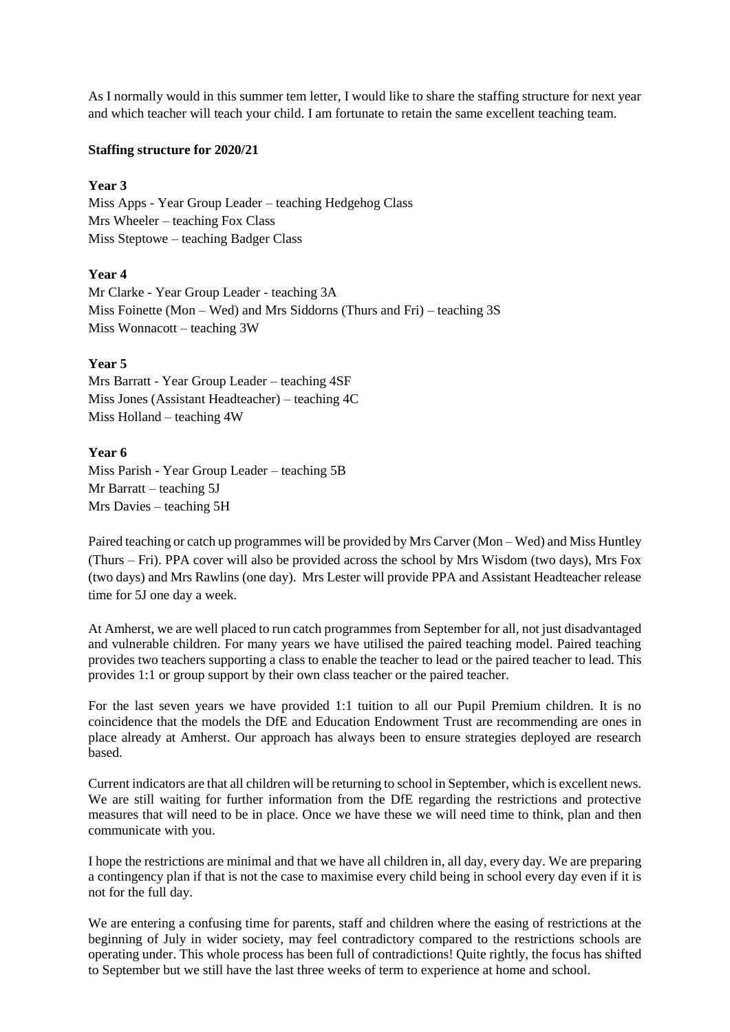As I normally would in this summer tem letter, I would like to share the staffing structure for next year and which teacher will teach your child. I am fortunate to retain the same excellent teaching team.

**Staffing structure for 2020/21**

**Year 3**
Miss Apps - Year Group Leader – teaching Hedgehog Class
Mrs Wheeler – teaching Fox Class
Miss Steptowe – teaching Badger Class

**Year 4**
Mr Clarke - Year Group Leader - teaching 3A
Miss Foinette (Mon – Wed) and Mrs Siddorns (Thurs and Fri) – teaching 3S
Miss Wonnacott – teaching 3W

**Year 5**
Mrs Barratt - Year Group Leader – teaching 4SF
Miss Jones (Assistant Headteacher) – teaching 4C
Miss Holland – teaching 4W

**Year 6**
Miss Parish - Year Group Leader – teaching 5B
Mr Barratt – teaching 5J
Mrs Davies – teaching 5H

Paired teaching or catch up programmes will be provided by Mrs Carver (Mon – Wed) and Miss Huntley (Thurs – Fri). PPA cover will also be provided across the school by Mrs Wisdom (two days), Mrs Fox (two days) and Mrs Rawlins (one day). Mrs Lester will provide PPA and Assistant Headteacher release time for 5J one day a week.

At Amherst, we are well placed to run catch programmes from September for all, not just disadvantaged and vulnerable children. For many years we have utilised the paired teaching model. Paired teaching provides two teachers supporting a class to enable the teacher to lead or the paired teacher to lead. This provides 1:1 or group support by their own class teacher or the paired teacher.

For the last seven years we have provided 1:1 tuition to all our Pupil Premium children. It is no coincidence that the models the DfE and Education Endowment Trust are recommending are ones in place already at Amherst. Our approach has always been to ensure strategies deployed are research based.

Current indicators are that all children will be returning to school in September, which is excellent news. We are still waiting for further information from the DfE regarding the restrictions and protective measures that will need to be in place. Once we have these we will need time to think, plan and then communicate with you.

I hope the restrictions are minimal and that we have all children in, all day, every day. We are preparing a contingency plan if that is not the case to maximise every child being in school every day even if it is not for the full day.

We are entering a confusing time for parents, staff and children where the easing of restrictions at the beginning of July in wider society, may feel contradictory compared to the restrictions schools are operating under. This whole process has been full of contradictions! Quite rightly, the focus has shifted to September but we still have the last three weeks of term to experience at home and school.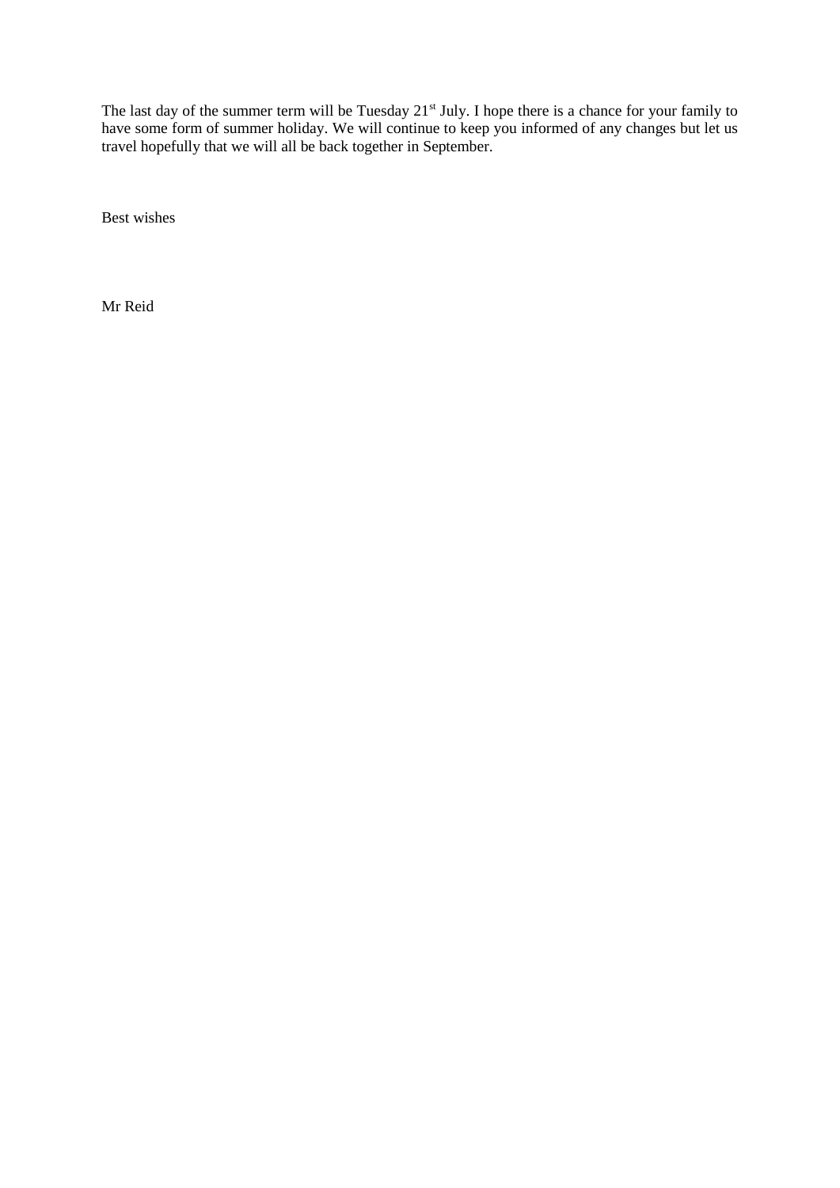The last day of the summer term will be Tuesday 21st July. I hope there is a chance for your family to have some form of summer holiday. We will continue to keep you informed of any changes but let us travel hopefully that we will all be back together in September.

Best wishes

Mr Reid